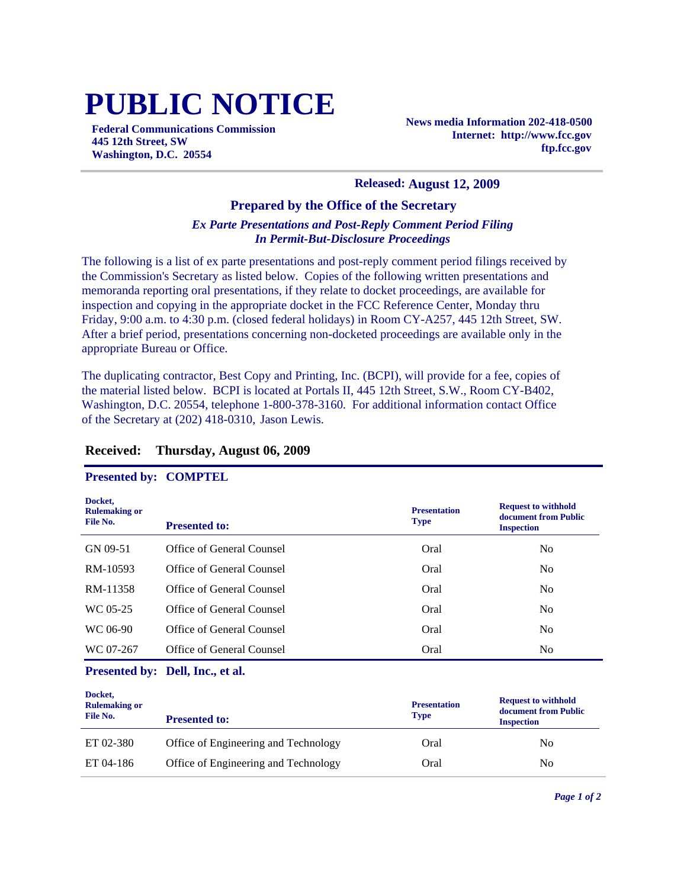# PUBLIC NOTICE

**Federal Communications Commission**
**445 12th Street, SW**
**Washington, D.C. 20554**

**News media Information 202-418-0500**
**Internet: http://www.fcc.gov**
**ftp.fcc.gov**

**Released: August 12, 2009**

### Prepared by the Office of the Secretary

***Ex Parte Presentations and Post-Reply Comment Period Filing***
***In Permit-But-Disclosure Proceedings***

The following is a list of ex parte presentations and post-reply comment period filings received by the Commission's Secretary as listed below. Copies of the following written presentations and memoranda reporting oral presentations, if they relate to docket proceedings, are available for inspection and copying in the appropriate docket in the FCC Reference Center, Monday thru Friday, 9:00 a.m. to 4:30 p.m. (closed federal holidays) in Room CY-A257, 445 12th Street, SW. After a brief period, presentations concerning non-docketed proceedings are available only in the appropriate Bureau or Office.

The duplicating contractor, Best Copy and Printing, Inc. (BCPI), will provide for a fee, copies of the material listed below. BCPI is located at Portals II, 445 12th Street, S.W., Room CY-B402, Washington, D.C. 20554, telephone 1-800-378-3160. For additional information contact Office of the Secretary at (202) 418-0310, Jason Lewis.

## Received: Thursday, August 06, 2009

**Presented by: COMPTEL**

| Docket, Rulemaking or File No. | Presented to: | Presentation Type | Request to withhold document from Public Inspection |
|---|---|---|---|
| GN 09-51 | Office of General Counsel | Oral | No |
| RM-10593 | Office of General Counsel | Oral | No |
| RM-11358 | Office of General Counsel | Oral | No |
| WC 05-25 | Office of General Counsel | Oral | No |
| WC 06-90 | Office of General Counsel | Oral | No |
| WC 07-267 | Office of General Counsel | Oral | No |

**Presented by: Dell, Inc., et al.**

| Docket, Rulemaking or File No. | Presented to: | Presentation Type | Request to withhold document from Public Inspection |
|---|---|---|---|
| ET 02-380 | Office of Engineering and Technology | Oral | No |
| ET 04-186 | Office of Engineering and Technology | Oral | No |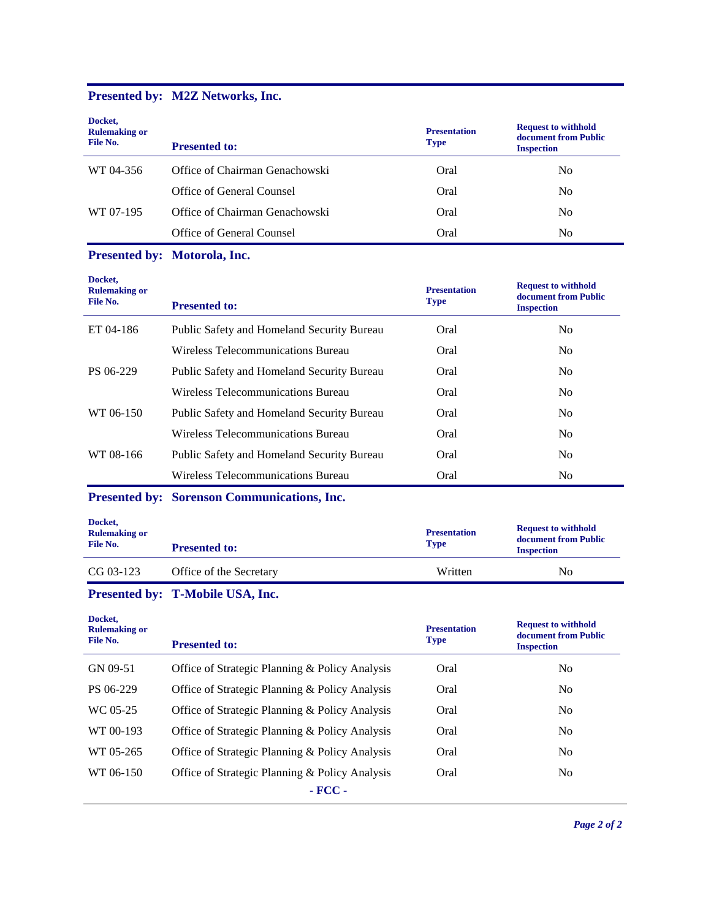**Presented by: M2Z Networks, Inc.**

| Docket, Rulemaking or File No. | Presented to: | Presentation Type | Request to withhold document from Public Inspection |
|---|---|---|---|
| WT 04-356 | Office of Chairman Genachowski | Oral | No |
| | Office of General Counsel | Oral | No |
| WT 07-195 | Office of Chairman Genachowski | Oral | No |
| | Office of General Counsel | Oral | No |

**Presented by: Motorola, Inc.**

| Docket, Rulemaking or File No. | Presented to: | Presentation Type | Request to withhold document from Public Inspection |
|---|---|---|---|
| ET 04-186 | Public Safety and Homeland Security Bureau | Oral | No |
| | Wireless Telecommunications Bureau | Oral | No |
| PS 06-229 | Public Safety and Homeland Security Bureau | Oral | No |
| | Wireless Telecommunications Bureau | Oral | No |
| WT 06-150 | Public Safety and Homeland Security Bureau | Oral | No |
| | Wireless Telecommunications Bureau | Oral | No |
| WT 08-166 | Public Safety and Homeland Security Bureau | Oral | No |
| | Wireless Telecommunications Bureau | Oral | No |

**Presented by: Sorenson Communications, Inc.**

| Docket, Rulemaking or File No. | Presented to: | Presentation Type | Request to withhold document from Public Inspection |
|---|---|---|---|
| CG 03-123 | Office of the Secretary | Written | No |

**Presented by: T-Mobile USA, Inc.**

| Docket, Rulemaking or File No. | Presented to: | Presentation Type | Request to withhold document from Public Inspection |
|---|---|---|---|
| GN 09-51 | Office of Strategic Planning & Policy Analysis | Oral | No |
| PS 06-229 | Office of Strategic Planning & Policy Analysis | Oral | No |
| WC 05-25 | Office of Strategic Planning & Policy Analysis | Oral | No |
| WT 00-193 | Office of Strategic Planning & Policy Analysis | Oral | No |
| WT 05-265 | Office of Strategic Planning & Policy Analysis | Oral | No |
| WT 06-150 | Office of Strategic Planning & Policy Analysis | Oral | No |

**- FCC -**